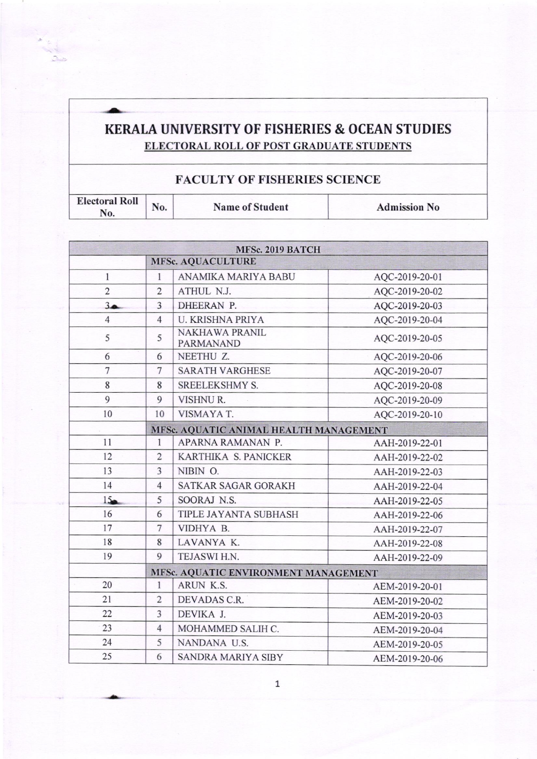# KERALA UNIVERSITY OF FISHERIES & OCEAN STUDIES

## ELECTORAL ROLL OF POST GRADUATE STUDENTS

### FACULTY OF FISHERIES SCIENCE

| Electoral Roll No. | No. | Name of Student | Admission No |
|---|---|---|---|
| | | **MFSc. 2019 BATCH** | |
| | | **MFSc. AQUACULTURE** | |
| 1 | 1 | ANAMIKA MARIYA BABU | AQC-2019-20-01 |
| 2 | 2 | ATHUL N.J. | AQC-2019-20-02 |
| 3 | 3 | DHEERAN P. | AQC-2019-20-03 |
| 4 | 4 | U. KRISHNA PRIYA | AQC-2019-20-04 |
| 5 | 5 | NAKHAWA PRANIL PARMANAND | AQC-2019-20-05 |
| 6 | 6 | NEETHU Z. | AQC-2019-20-06 |
| 7 | 7 | SARATH VARGHESE | AQC-2019-20-07 |
| 8 | 8 | SREELEKSHMY S. | AQC-2019-20-08 |
| 9 | 9 | VISHNU R. | AQC-2019-20-09 |
| 10 | 10 | VISMAYA T. | AQC-2019-20-10 |
| | | **MFSc. AQUATIC ANIMAL HEALTH MANAGEMENT** | |
| 11 | 1 | APARNA RAMANAN P. | AAH-2019-22-01 |
| 12 | 2 | KARTHIKA S. PANICKER | AAH-2019-22-02 |
| 13 | 3 | NIBIN O. | AAH-2019-22-03 |
| 14 | 4 | SATKAR SAGAR GORAKH | AAH-2019-22-04 |
| 15 | 5 | SOORAJ N.S. | AAH-2019-22-05 |
| 16 | 6 | TIPLE JAYANTA SUBHASH | AAH-2019-22-06 |
| 17 | 7 | VIDHYA B. | AAH-2019-22-07 |
| 18 | 8 | LAVANYA K. | AAH-2019-22-08 |
| 19 | 9 | TEJASWI H.N. | AAH-2019-22-09 |
| | | **MFSc. AQUATIC ENVIRONMENT MANAGEMENT** | |
| 20 | 1 | ARUN K.S. | AEM-2019-20-01 |
| 21 | 2 | DEVADAS C.R. | AEM-2019-20-02 |
| 22 | 3 | DEVIKA J. | AEM-2019-20-03 |
| 23 | 4 | MOHAMMED SALIH C. | AEM-2019-20-04 |
| 24 | 5 | NANDANA U.S. | AEM-2019-20-05 |
| 25 | 6 | SANDRA MARIYA SIBY | AEM-2019-20-06 |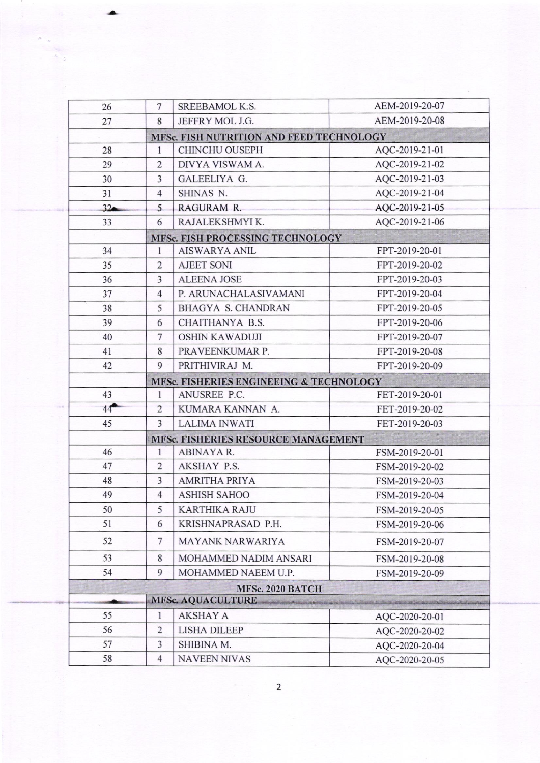| | | | |
|---|---|---|---|
| 26 | 7 | SREEBAMOL K.S. | AEM-2019-20-07 |
| 27 | 8 | JEFFRY MOL J.G. | AEM-2019-20-08 |
| | **MFSc. FISH NUTRITION AND FEED TECHNOLOGY** | | |
| 28 | 1 | CHINCHU OUSEPH | AQC-2019-21-01 |
| 29 | 2 | DIVYA VISWAM A. | AQC-2019-21-02 |
| 30 | 3 | GALEELIYA G. | AQC-2019-21-03 |
| 31 | 4 | SHINAS N. | AQC-2019-21-04 |
| 32 | 5 | RAGURAM R. | AQC-2019-21-05 |
| 33 | 6 | RAJALEKSHMYI K. | AQC-2019-21-06 |
| | **MFSc. FISH PROCESSING TECHNOLOGY** | | |
| 34 | 1 | AISWARYA ANIL | FPT-2019-20-01 |
| 35 | 2 | AJEET SONI | FPT-2019-20-02 |
| 36 | 3 | ALEENA JOSE | FPT-2019-20-03 |
| 37 | 4 | P. ARUNACHALASIVAMANI | FPT-2019-20-04 |
| 38 | 5 | BHAGYA S. CHANDRAN | FPT-2019-20-05 |
| 39 | 6 | CHAITHANYA B.S. | FPT-2019-20-06 |
| 40 | 7 | OSHIN KAWADUJI | FPT-2019-20-07 |
| 41 | 8 | PRAVEENKUMAR P. | FPT-2019-20-08 |
| 42 | 9 | PRITHIVIRAJ M. | FPT-2019-20-09 |
| | **MFSc. FISHERIES ENGINEEING & TECHNOLOGY** | | |
| 43 | 1 | ANUSREE P.C. | FET-2019-20-01 |
| 44 | 2 | KUMARA KANNAN A. | FET-2019-20-02 |
| 45 | 3 | LALIMA INWATI | FET-2019-20-03 |
| | **MFSc. FISHERIES RESOURCE MANAGEMENT** | | |
| 46 | 1 | ABINAYA R. | FSM-2019-20-01 |
| 47 | 2 | AKSHAY P.S. | FSM-2019-20-02 |
| 48 | 3 | AMRITHA PRIYA | FSM-2019-20-03 |
| 49 | 4 | ASHISH SAHOO | FSM-2019-20-04 |
| 50 | 5 | KARTHIKA RAJU | FSM-2019-20-05 |
| 51 | 6 | KRISHNAPRASAD P.H. | FSM-2019-20-06 |
| 52 | 7 | MAYANK NARWARIYA | FSM-2019-20-07 |
| 53 | 8 | MOHAMMED NADIM ANSARI | FSM-2019-20-08 |
| 54 | 9 | MOHAMMED NAEEM U.P. | FSM-2019-20-09 |
| | **MFSc. 2020 BATCH** | | |
| | **MFSc. AQUACULTURE** | | |
| 55 | 1 | AKSHAY A | AQC-2020-20-01 |
| 56 | 2 | LISHA DILEEP | AQC-2020-20-02 |
| 57 | 3 | SHIBINA M. | AQC-2020-20-04 |
| 58 | 4 | NAVEEN NIVAS | AQC-2020-20-05 |